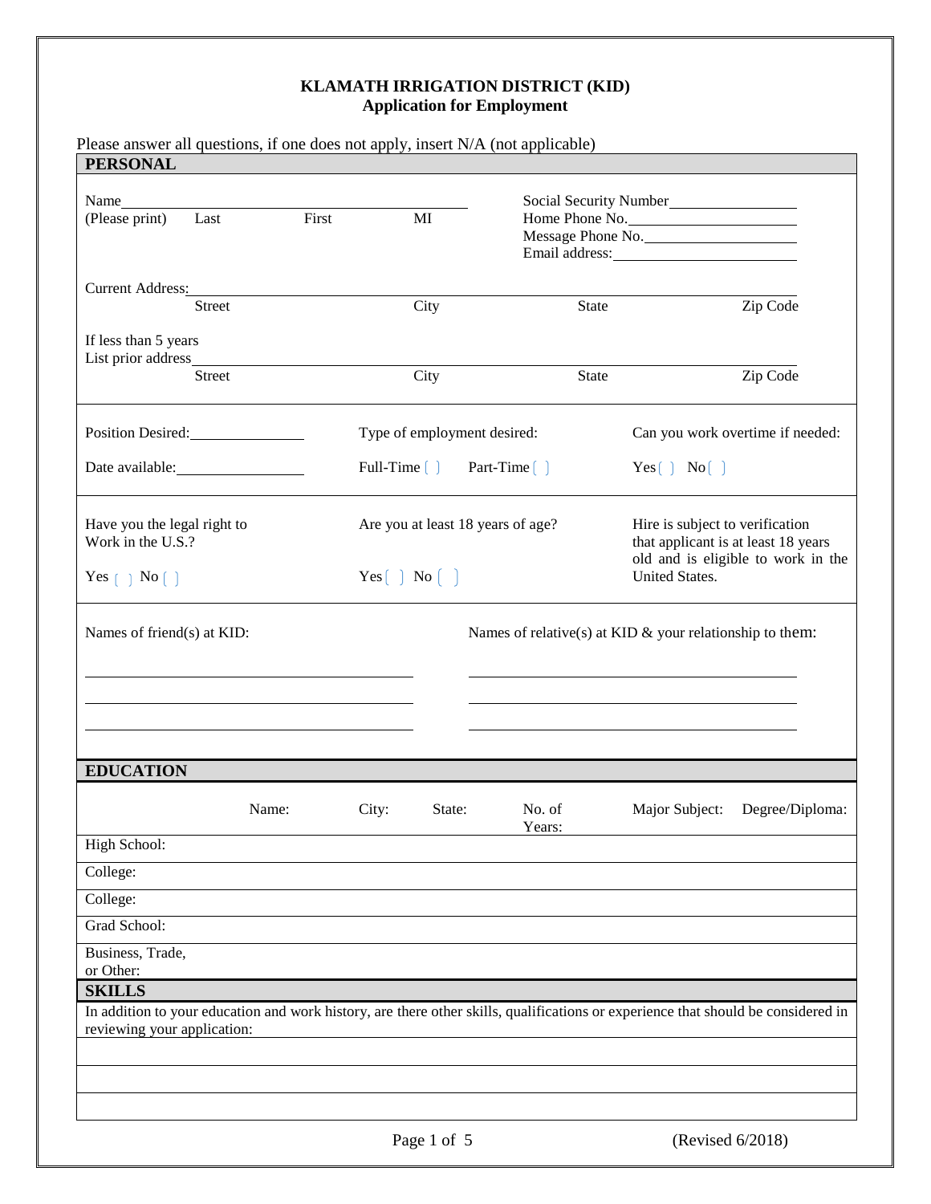# KLAMATH IRRIGATION DISTRICT (KID)
## Application for Employment

Please answer all questions, if one does not apply, insert N/A (not applicable)

## PERSONAL

Name\_\_\_\_\_\_\_\_\_\_\_\_\_\_\_\_\_\_\_\_\_\_\_\_\_\_\_\_\_\_\_\_\_\_\_\_\_\_\_\_
(Please print) Last First MI

Social Security Number\_\_\_\_\_\_\_\_\_\_\_\_\_\_\_\_
Home Phone No.\_\_\_\_\_\_\_\_\_\_\_\_\_\_\_\_\_\_\_\_
Message Phone No.\_\_\_\_\_\_\_\_\_\_\_\_\_\_\_\_\_\_
Email address:\_\_\_\_\_\_\_\_\_\_\_\_\_\_\_\_\_\_\_\_\_

Current Address:\_\_\_\_\_\_\_\_\_\_\_\_\_\_\_\_\_\_\_\_\_\_\_\_\_\_\_\_\_\_\_\_\_\_\_\_\_\_\_\_\_\_\_\_\_\_\_\_\_\_\_\_\_\_\_\_
Street City State Zip Code

If less than 5 years
List prior address\_\_\_\_\_\_\_\_\_\_\_\_\_\_\_\_\_\_\_\_\_\_\_\_\_\_\_\_\_\_\_\_\_\_\_\_\_\_\_\_\_\_\_\_\_\_\_\_\_\_\_\_\_\_\_\_
Street City State Zip Code

Position Desired:\_\_\_\_\_\_\_\_\_\_\_\_\_\_\_\_
Date available:\_\_\_\_\_\_\_\_\_\_\_\_\_\_\_\_

Type of employment desired:
Full-Time [ ] Part-Time [ ]

Can you work overtime if needed:
Yes [ ] No [ ]

Have you the legal right to Work in the U.S.?
Yes [ ] No [ ]

Are you at least 18 years of age?
Yes [ ] No [ ]

Hire is subject to verification that applicant is at least 18 years old and is eligible to work in the United States.

Names of friend(s) at KID:

\_\_\_\_\_\_\_\_\_\_\_\_\_\_\_\_\_\_\_\_\_\_\_\_\_\_\_\_\_\_\_\_\_\_\_\_\_\_\_\_
\_\_\_\_\_\_\_\_\_\_\_\_\_\_\_\_\_\_\_\_\_\_\_\_\_\_\_\_\_\_\_\_\_\_\_\_\_\_\_\_
\_\_\_\_\_\_\_\_\_\_\_\_\_\_\_\_\_\_\_\_\_\_\_\_\_\_\_\_\_\_\_\_\_\_\_\_\_\_\_\_

Names of relative(s) at KID & your relationship to them:

\_\_\_\_\_\_\_\_\_\_\_\_\_\_\_\_\_\_\_\_\_\_\_\_\_\_\_\_\_\_\_\_\_\_\_\_\_\_\_\_
\_\_\_\_\_\_\_\_\_\_\_\_\_\_\_\_\_\_\_\_\_\_\_\_\_\_\_\_\_\_\_\_\_\_\_\_\_\_\_\_
\_\_\_\_\_\_\_\_\_\_\_\_\_\_\_\_\_\_\_\_\_\_\_\_\_\_\_\_\_\_\_\_\_\_\_\_\_\_\_\_

## EDUCATION

| | Name: | City: | State: | No. of Years: | Major Subject: | Degree/Diploma: |
|---|---|---|---|---|---|---|
| High School: | | | | | | |
| College: | | | | | | |
| College: | | | | | | |
| Grad School: | | | | | | |
| Business, Trade, or Other: | | | | | | |

## SKILLS

In addition to your education and work history, are there other skills, qualifications or experience that should be considered in reviewing your application:

\_\_\_\_\_\_\_\_\_\_\_\_\_\_\_\_\_\_\_\_\_\_\_\_\_\_\_\_\_\_\_\_\_\_\_\_\_\_\_\_\_\_\_\_\_\_\_\_\_\_\_\_\_\_\_\_\_\_\_\_\_\_\_\_\_\_\_\_\_\_\_\_
\_\_\_\_\_\_\_\_\_\_\_\_\_\_\_\_\_\_\_\_\_\_\_\_\_\_\_\_\_\_\_\_\_\_\_\_\_\_\_\_\_\_\_\_\_\_\_\_\_\_\_\_\_\_\_\_\_\_\_\_\_\_\_\_\_\_\_\_\_\_\_\_
\_\_\_\_\_\_\_\_\_\_\_\_\_\_\_\_\_\_\_\_\_\_\_\_\_\_\_\_\_\_\_\_\_\_\_\_\_\_\_\_\_\_\_\_\_\_\_\_\_\_\_\_\_\_\_\_\_\_\_\_\_\_\_\_\_\_\_\_\_\_\_\_

(Revised 6/2018)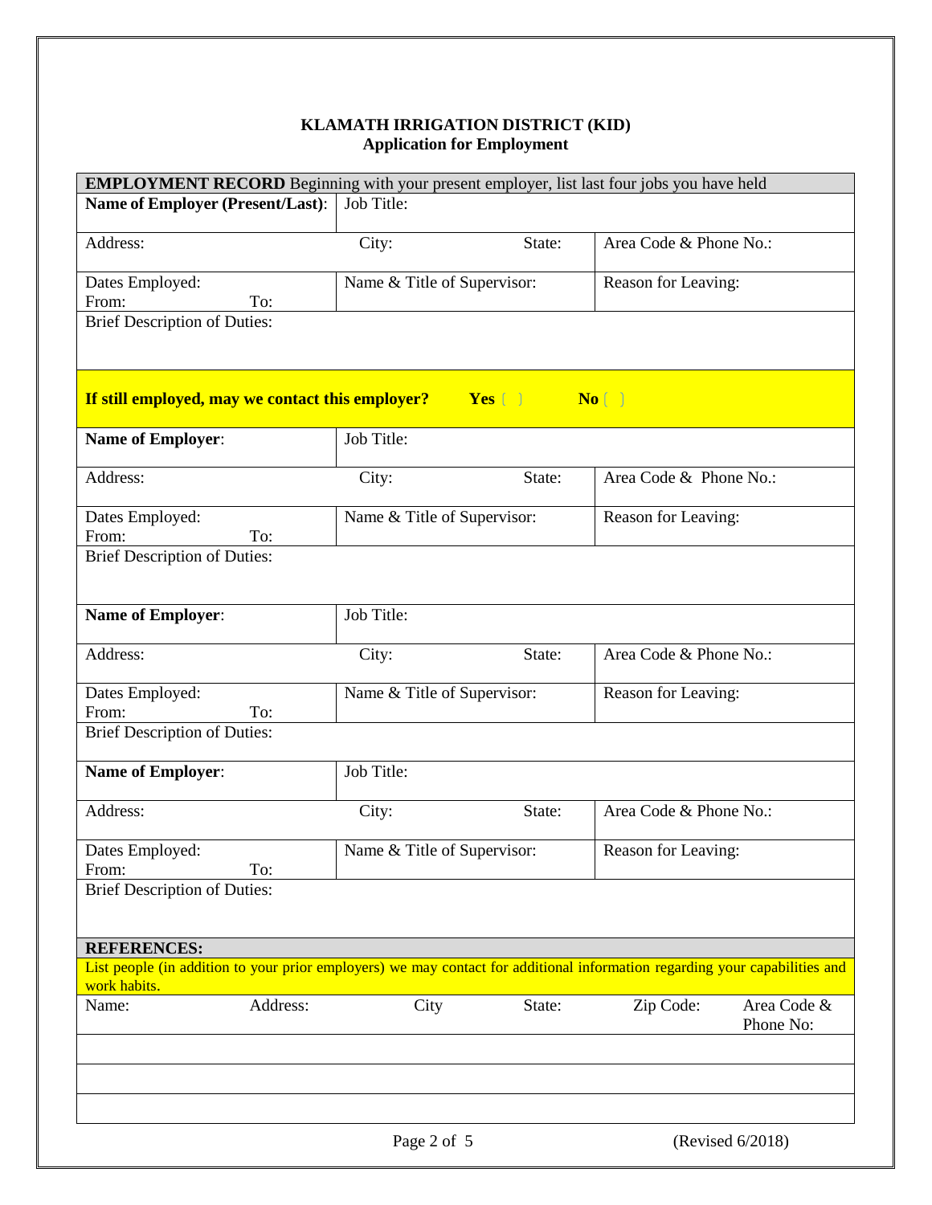**KLAMATH IRRIGATION DISTRICT (KID)**
**Application for Employment**

| **EMPLOYMENT RECORD** Beginning with your present employer, list last four jobs you have held | | | |
|---|---|---|---|
| **Name of Employer (Present/Last)**: | Job Title: | | |
| Address: | City: | State: | Area Code & Phone No.: |
| Dates Employed: From: To: | Name & Title of Supervisor: | | Reason for Leaving: |
| Brief Description of Duties: | | | |
| **If still employed, may we contact this employer? Yes [ ] No [ ]** | | | |
| **Name of Employer**: | Job Title: | | |
| Address: | City: | State: | Area Code & Phone No.: |
| Dates Employed: From: To: | Name & Title of Supervisor: | | Reason for Leaving: |
| Brief Description of Duties: | | | |
| **Name of Employer**: | Job Title: | | |
| Address: | City: | State: | Area Code & Phone No.: |
| Dates Employed: From: To: | Name & Title of Supervisor: | | Reason for Leaving: |
| Brief Description of Duties: | | | |
| **Name of Employer**: | Job Title: | | |
| Address: | City: | State: | Area Code & Phone No.: |
| Dates Employed: From: To: | Name & Title of Supervisor: | | Reason for Leaving: |
| Brief Description of Duties: | | | |

**REFERENCES:**

List people (in addition to your prior employers) we may contact for additional information regarding your capabilities and work habits.

| Name: | Address: | City | State: | Zip Code: | Area Code & Phone No: |
|---|---|---|---|---|---|
| | | | | | |
| | | | | | |
| | | | | | |

(Revised 6/2018)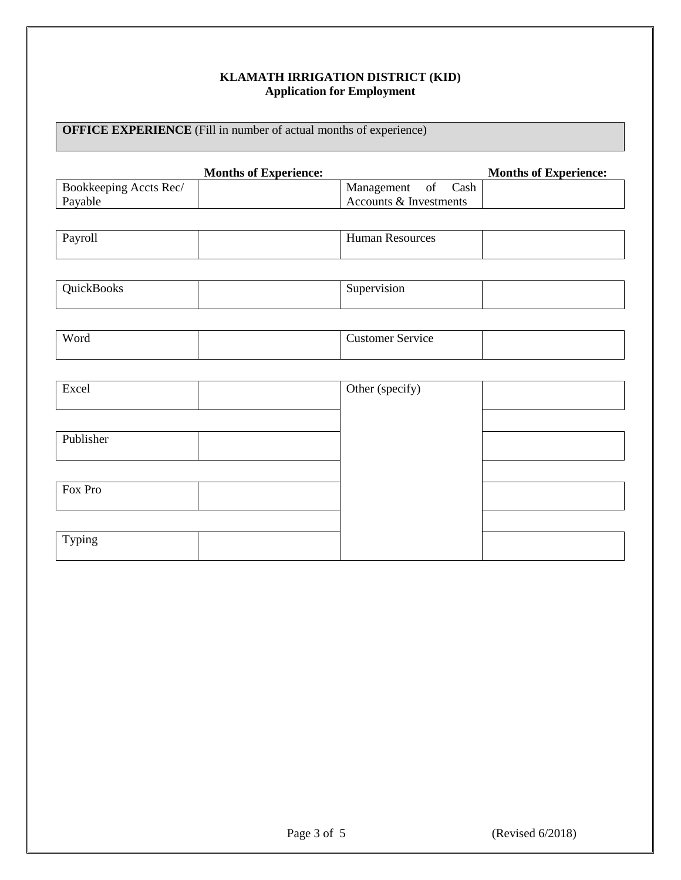**KLAMATH IRRIGATION DISTRICT (KID)**
**Application for Employment**

**OFFICE EXPERIENCE** (Fill in number of actual months of experience)

| | Months of Experience: | | Months of Experience: |
|---|---|---|---|
| Bookkeeping Accts Rec/ Payable | | Management of Cash Accounts & Investments | |
| Payroll | | Human Resources | |
| QuickBooks | | Supervision | |
| Word | | Customer Service | |
| Excel | | Other (specify) | |
| | | | |
| Publisher | | | |
| | | | |
| Fox Pro | | | |
| | | | |
| Typing | | | |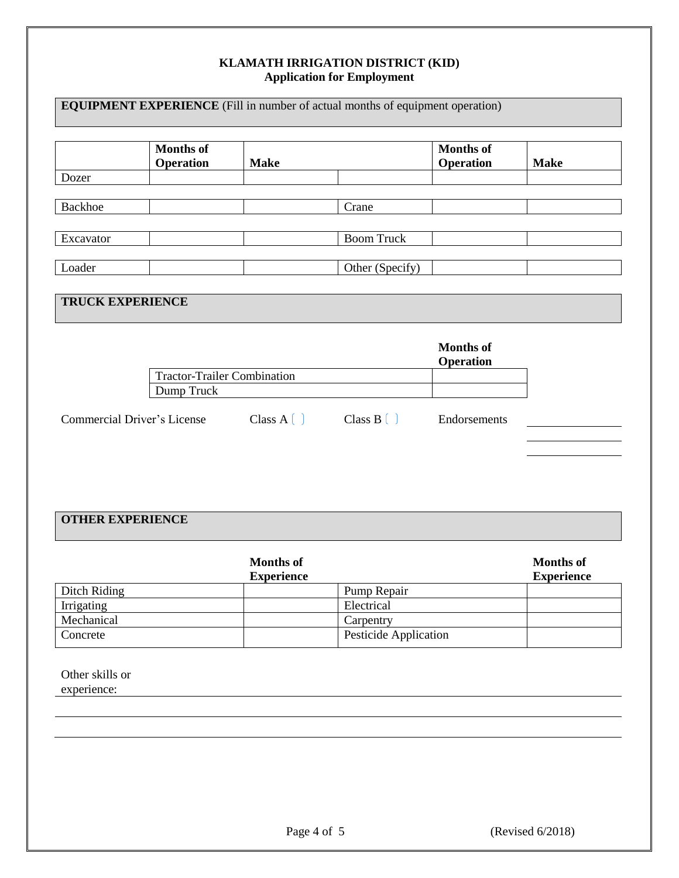**KLAMATH IRRIGATION DISTRICT (KID)**
**Application for Employment**

## EQUIPMENT EXPERIENCE (Fill in number of actual months of equipment operation)

| | Months of Operation | Make | | Months of Operation | Make |
|---|---|---|---|---|---|
| Dozer | | | | | |
| Backhoe | | | Crane | | |
| Excavator | | | Boom Truck | | |
| Loader | | | Other (Specify) | | |

## TRUCK EXPERIENCE

| | Months of Operation |
|---|---|
| Tractor-Trailer Combination | |
| Dump Truck | |

Commercial Driver's License Class A [ ] Class B [ ] Endorsements \_\_\_\_\_\_\_\_\_\_\_\_\_\_\_\_

\_\_\_\_\_\_\_\_\_\_\_\_\_\_\_\_

\_\_\_\_\_\_\_\_\_\_\_\_\_\_\_\_

## OTHER EXPERIENCE

| | Months of Experience | | Months of Experience |
|---|---|---|---|
| Ditch Riding | | Pump Repair | |
| Irrigating | | Electrical | |
| Mechanical | | Carpentry | |
| Concrete | | Pesticide Application | |

Other skills or experience: \_\_\_\_\_\_\_\_\_\_\_\_\_\_\_\_\_\_\_\_\_\_\_\_\_\_\_\_\_\_\_\_\_\_\_\_\_\_\_\_\_\_\_\_\_\_\_\_\_\_\_\_\_\_\_\_\_\_\_\_\_\_\_\_\_\_\_\_

\_\_\_\_\_\_\_\_\_\_\_\_\_\_\_\_\_\_\_\_\_\_\_\_\_\_\_\_\_\_\_\_\_\_\_\_\_\_\_\_\_\_\_\_\_\_\_\_\_\_\_\_\_\_\_\_\_\_\_\_\_\_\_\_\_\_\_\_\_\_\_\_\_\_\_\_\_\_\_\_\_\_\_\_\_\_\_\_\_

\_\_\_\_\_\_\_\_\_\_\_\_\_\_\_\_\_\_\_\_\_\_\_\_\_\_\_\_\_\_\_\_\_\_\_\_\_\_\_\_\_\_\_\_\_\_\_\_\_\_\_\_\_\_\_\_\_\_\_\_\_\_\_\_\_\_\_\_\_\_\_\_\_\_\_\_\_\_\_\_\_\_\_\_\_\_\_\_\_

(Revised 6/2018)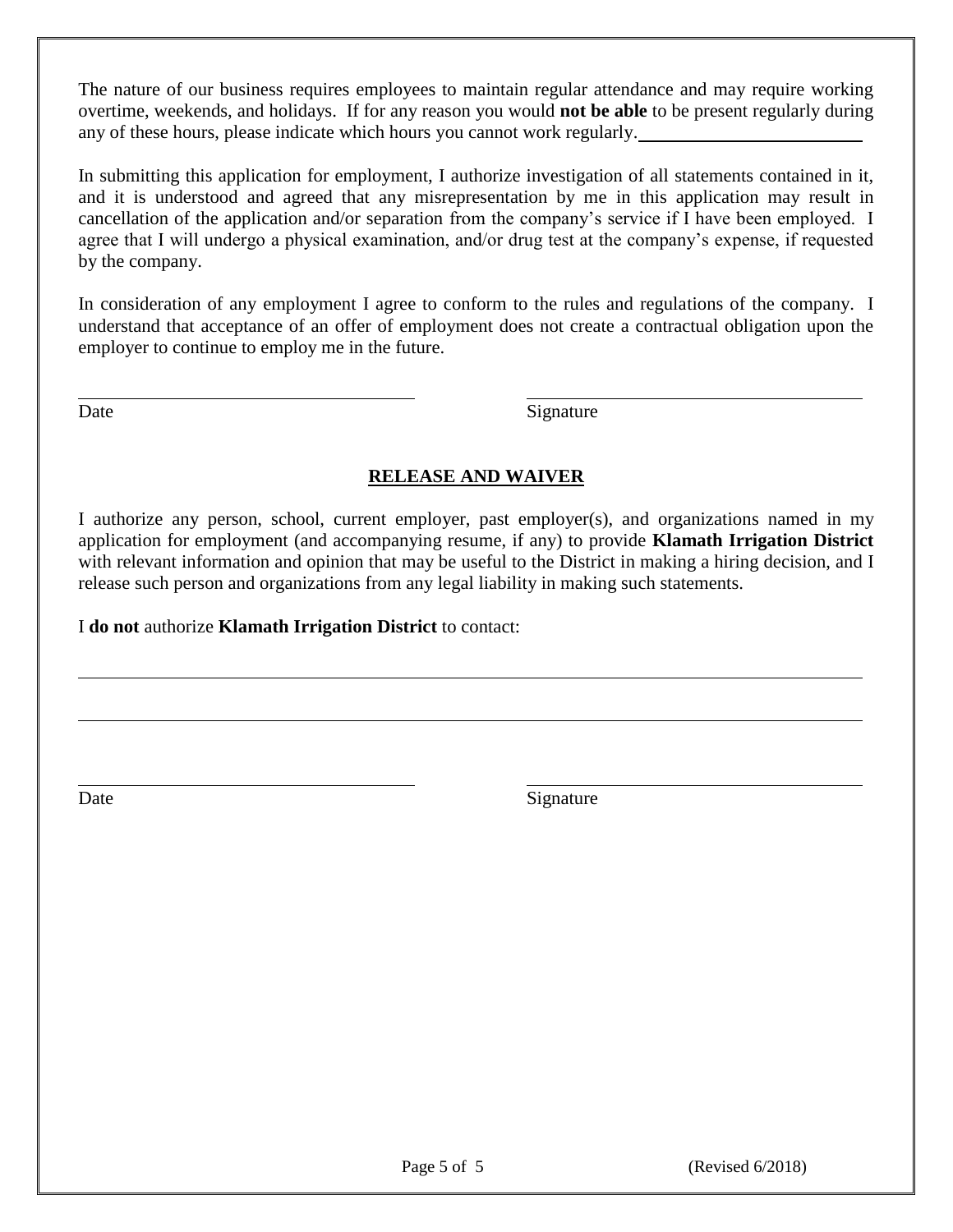The nature of our business requires employees to maintain regular attendance and may require working overtime, weekends, and holidays. If for any reason you would **not be able** to be present regularly during any of these hours, please indicate which hours you cannot work regularly. ________________________

In submitting this application for employment, I authorize investigation of all statements contained in it, and it is understood and agreed that any misrepresentation by me in this application may result in cancellation of the application and/or separation from the company's service if I have been employed. I agree that I will undergo a physical examination, and/or drug test at the company's expense, if requested by the company.

In consideration of any employment I agree to conform to the rules and regulations of the company. I understand that acceptance of an offer of employment does not create a contractual obligation upon the employer to continue to employ me in the future.

___________________________________ ___________________________________

Date Signature

## RELEASE AND WAIVER

I authorize any person, school, current employer, past employer(s), and organizations named in my application for employment (and accompanying resume, if any) to provide **Klamath Irrigation District** with relevant information and opinion that may be useful to the District in making a hiring decision, and I release such person and organizations from any legal liability in making such statements.

I **do not** authorize **Klamath Irrigation District** to contact:

______________________________________________________________________________

______________________________________________________________________________

___________________________________ ___________________________________

Date Signature

(Revised 6/2018)